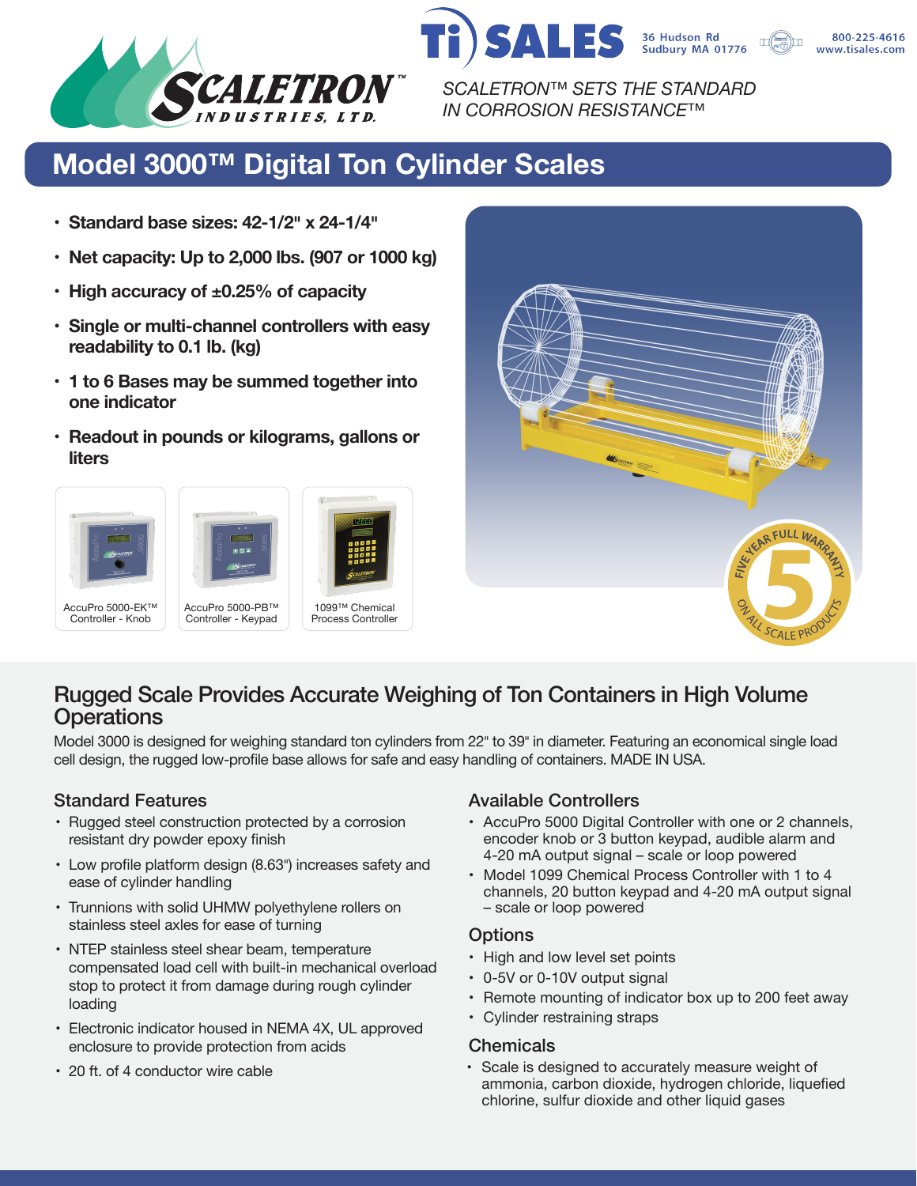SCALETRON™ INDUSTRIES, LTD.

Ti SALES
36 Hudson Rd
Sudbury MA 01776
800-225-4616
www.tisales.com

*SCALETRON™ SETS THE STANDARD IN CORROSION RESISTANCE™*

# Model 3000™ Digital Ton Cylinder Scales

- **Standard base sizes: 42-1/2" x 24-1/4"**
- **Net capacity: Up to 2,000 lbs. (907 or 1000 kg)**
- **High accuracy of ±0.25% of capacity**
- **Single or multi-channel controllers with easy readability to 0.1 lb. (kg)**
- **1 to 6 Bases may be summed together into one indicator**
- **Readout in pounds or kilograms, gallons or liters**

AccuPro 5000-EK™ Controller - Knob

AccuPro 5000-PB™ Controller - Keypad

1099™ Chemical Process Controller

FIVE YEAR FULL WARRANTY 5 ON ALL SCALE PRODUCTS

## Rugged Scale Provides Accurate Weighing of Ton Containers in High Volume Operations

Model 3000 is designed for weighing standard ton cylinders from 22" to 39" in diameter. Featuring an economical single load cell design, the rugged low-profile base allows for safe and easy handling of containers. MADE IN USA.

### Standard Features

- Rugged steel construction protected by a corrosion resistant dry powder epoxy finish
- Low profile platform design (8.63") increases safety and ease of cylinder handling
- Trunnions with solid UHMW polyethylene rollers on stainless steel axles for ease of turning
- NTEP stainless steel shear beam, temperature compensated load cell with built-in mechanical overload stop to protect it from damage during rough cylinder loading
- Electronic indicator housed in NEMA 4X, UL approved enclosure to provide protection from acids
- 20 ft. of 4 conductor wire cable

### Available Controllers

- AccuPro 5000 Digital Controller with one or 2 channels, encoder knob or 3 button keypad, audible alarm and 4-20 mA output signal – scale or loop powered
- Model 1099 Chemical Process Controller with 1 to 4 channels, 20 button keypad and 4-20 mA output signal – scale or loop powered

### Options

- High and low level set points
- 0-5V or 0-10V output signal
- Remote mounting of indicator box up to 200 feet away
- Cylinder restraining straps

### Chemicals

- Scale is designed to accurately measure weight of ammonia, carbon dioxide, hydrogen chloride, liquefied chlorine, sulfur dioxide and other liquid gases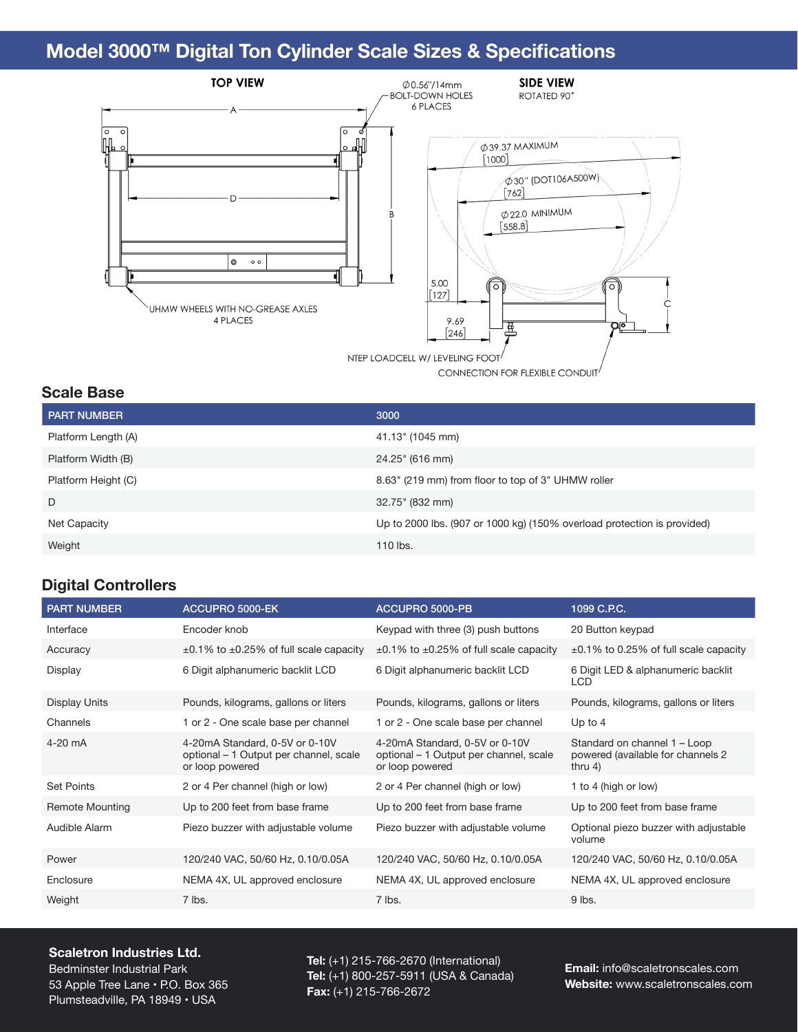# Model 3000™ Digital Ton Cylinder Scale Sizes & Specifications

TOP VIEW

SIDE VIEW
ROTATED 90°

Ø0.56"/14mm
BOLT-DOWN HOLES
6 PLACES

A

B

D

C

UHMW WHEELS WITH NO-GREASE AXLES
4 PLACES

Ø39.37 MAXIMUM
[1000]

Ø30" (DOT106A500W)
[762]

Ø22.0 MINIMUM
[558.8]

5.00
[127]

9.69
[246]

NTEP LOADCELL W/ LEVELING FOOT

CONNECTION FOR FLEXIBLE CONDUIT

## Scale Base

| PART NUMBER | 3000 |
|---|---|
| Platform Length (A) | 41.13" (1045 mm) |
| Platform Width (B) | 24.25" (616 mm) |
| Platform Height (C) | 8.63" (219 mm) from floor to top of 3" UHMW roller |
| D | 32.75" (832 mm) |
| Net Capacity | Up to 2000 lbs. (907 or 1000 kg) (150% overload protection is provided) |
| Weight | 110 lbs. |

## Digital Controllers

| PART NUMBER | ACCUPRO 5000-EK | ACCUPRO 5000-PB | 1099 C.P.C. |
|---|---|---|---|
| Interface | Encoder knob | Keypad with three (3) push buttons | 20 Button keypad |
| Accuracy | ±0.1% to ±0.25% of full scale capacity | ±0.1% to ±0.25% of full scale capacity | ±0.1% to 0.25% of full scale capacity |
| Display | 6 Digit alphanumeric backlit LCD | 6 Digit alphanumeric backlit LCD | 6 Digit LED & alphanumeric backlit LCD |
| Display Units | Pounds, kilograms, gallons or liters | Pounds, kilograms, gallons or liters | Pounds, kilograms, gallons or liters |
| Channels | 1 or 2 - One scale base per channel | 1 or 2 - One scale base per channel | Up to 4 |
| 4-20 mA | 4-20mA Standard, 0-5V or 0-10V optional – 1 Output per channel, scale or loop powered | 4-20mA Standard, 0-5V or 0-10V optional – 1 Output per channel, scale or loop powered | Standard on channel 1 – Loop powered (available for channels 2 thru 4) |
| Set Points | 2 or 4 Per channel (high or low) | 2 or 4 Per channel (high or low) | 1 to 4 (high or low) |
| Remote Mounting | Up to 200 feet from base frame | Up to 200 feet from base frame | Up to 200 feet from base frame |
| Audible Alarm | Piezo buzzer with adjustable volume | Piezo buzzer with adjustable volume | Optional piezo buzzer with adjustable volume |
| Power | 120/240 VAC, 50/60 Hz, 0.10/0.05A | 120/240 VAC, 50/60 Hz, 0.10/0.05A | 120/240 VAC, 50/60 Hz, 0.10/0.05A |
| Enclosure | NEMA 4X, UL approved enclosure | NEMA 4X, UL approved enclosure | NEMA 4X, UL approved enclosure |
| Weight | 7 lbs. | 7 lbs. | 9 lbs. |

**Scaletron Industries Ltd.**
Bedminster Industrial Park
53 Apple Tree Lane • P.O. Box 365
Plumsteadville, PA 18949 • USA

**Tel:** (+1) 215-766-2670 (International)
**Tel:** (+1) 800-257-5911 (USA & Canada)
**Fax:** (+1) 215-766-2672

**Email:** info@scaletronscales.com
**Website:** www.scaletronscales.com